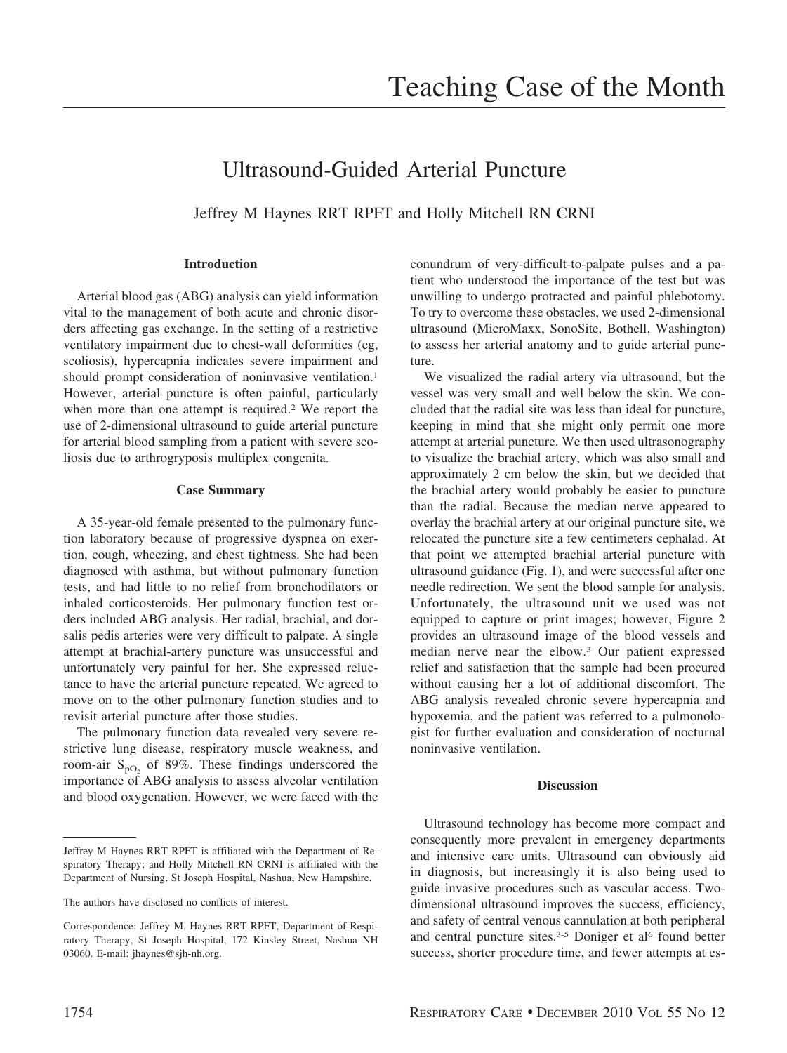# Teaching Case of the Month

## Ultrasound-Guided Arterial Puncture

Jeffrey M Haynes RRT RPFT and Holly Mitchell RN CRNI

### Introduction

Arterial blood gas (ABG) analysis can yield information vital to the management of both acute and chronic disorders affecting gas exchange. In the setting of a restrictive ventilatory impairment due to chest-wall deformities (eg, scoliosis), hypercapnia indicates severe impairment and should prompt consideration of noninvasive ventilation.[1] However, arterial puncture is often painful, particularly when more than one attempt is required.[2] We report the use of 2-dimensional ultrasound to guide arterial puncture for arterial blood sampling from a patient with severe scoliosis due to arthrogryposis multiplex congenita.

### Case Summary

A 35-year-old female presented to the pulmonary function laboratory because of progressive dyspnea on exertion, cough, wheezing, and chest tightness. She had been diagnosed with asthma, but without pulmonary function tests, and had little to no relief from bronchodilators or inhaled corticosteroids. Her pulmonary function test orders included ABG analysis. Her radial, brachial, and dorsalis pedis arteries were very difficult to palpate. A single attempt at brachial-artery puncture was unsuccessful and unfortunately very painful for her. She expressed reluctance to have the arterial puncture repeated. We agreed to move on to the other pulmonary function studies and to revisit arterial puncture after those studies.

The pulmonary function data revealed very severe restrictive lung disease, respiratory muscle weakness, and room-air $S_{pO_2}$ of 89%. These findings underscored the importance of ABG analysis to assess alveolar ventilation and blood oxygenation. However, we were faced with the conundrum of very-difficult-to-palpate pulses and a patient who understood the importance of the test but was unwilling to undergo protracted and painful phlebotomy. To try to overcome these obstacles, we used 2-dimensional ultrasound (MicroMaxx, SonoSite, Bothell, Washington) to assess her arterial anatomy and to guide arterial puncture.

We visualized the radial artery via ultrasound, but the vessel was very small and well below the skin. We concluded that the radial site was less than ideal for puncture, keeping in mind that she might only permit one more attempt at arterial puncture. We then used ultrasonography to visualize the brachial artery, which was also small and approximately 2 cm below the skin, but we decided that the brachial artery would probably be easier to puncture than the radial. Because the median nerve appeared to overlay the brachial artery at our original puncture site, we relocated the puncture site a few centimeters cephalad. At that point we attempted brachial arterial puncture with ultrasound guidance (Fig. 1), and were successful after one needle redirection. We sent the blood sample for analysis. Unfortunately, the ultrasound unit we used was not equipped to capture or print images; however, Figure 2 provides an ultrasound image of the blood vessels and median nerve near the elbow.[3] Our patient expressed relief and satisfaction that the sample had been procured without causing her a lot of additional discomfort. The ABG analysis revealed chronic severe hypercapnia and hypoxemia, and the patient was referred to a pulmonologist for further evaluation and consideration of nocturnal noninvasive ventilation.

### Discussion

Ultrasound technology has become more compact and consequently more prevalent in emergency departments and intensive care units. Ultrasound can obviously aid in diagnosis, but increasingly it is also being used to guide invasive procedures such as vascular access. Two-dimensional ultrasound improves the success, efficiency, and safety of central venous cannulation at both peripheral and central puncture sites.[3-5] Doniger et al[6] found better success, shorter procedure time, and fewer attempts at es-

---

Jeffrey M Haynes RRT RPFT is affiliated with the Department of Respiratory Therapy; and Holly Mitchell RN CRNI is affiliated with the Department of Nursing, St Joseph Hospital, Nashua, New Hampshire.

The authors have disclosed no conflicts of interest.

Correspondence: Jeffrey M. Haynes RRT RPFT, Department of Respiratory Therapy, St Joseph Hospital, 172 Kinsley Street, Nashua NH 03060. E-mail: jhaynes@sjh-nh.org.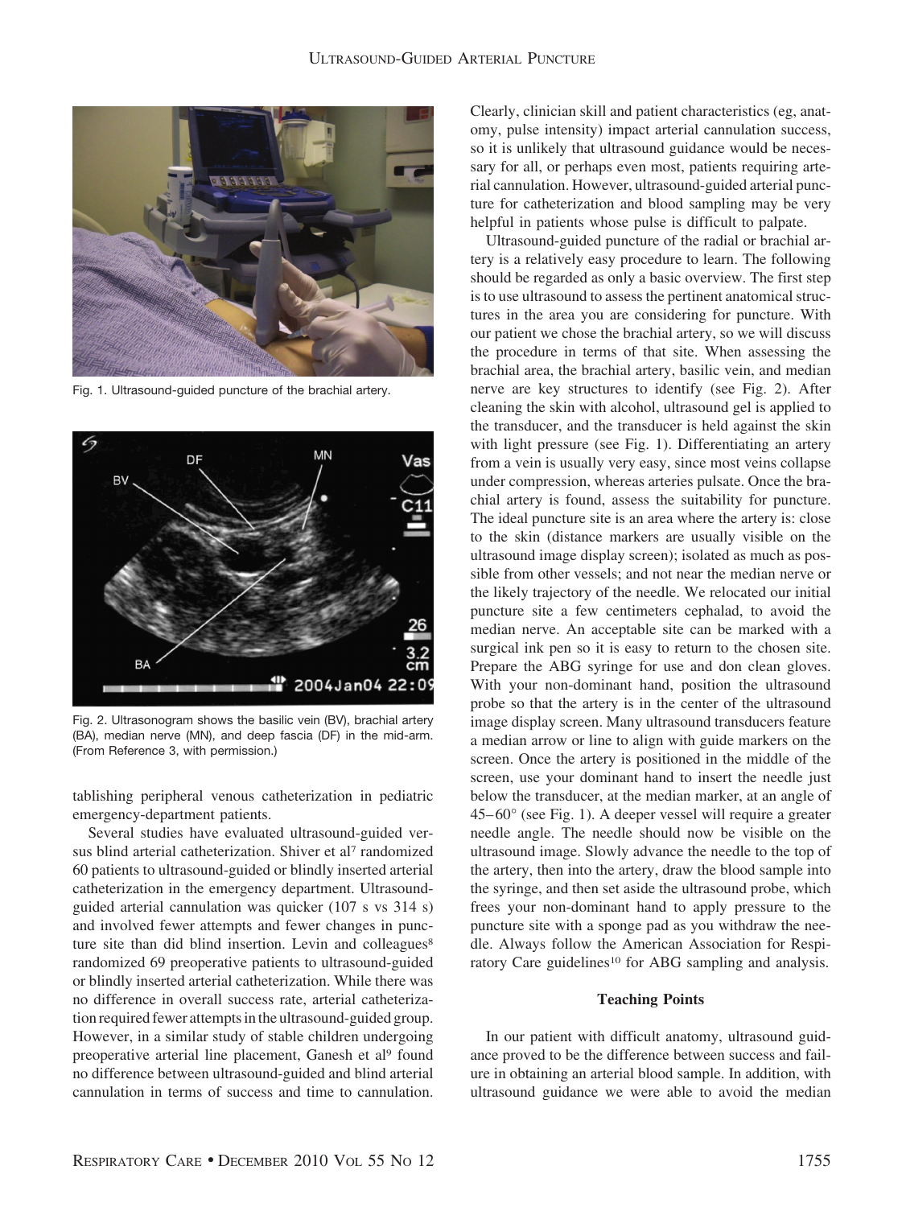Fig. 1. Ultrasound-guided puncture of the brachial artery.

Fig. 2. Ultrasonogram shows the basilic vein (BV), brachial artery (BA), median nerve (MN), and deep fascia (DF) in the mid-arm. (From Reference 3, with permission.)

tablishing peripheral venous catheterization in pediatric emergency-department patients.

Several studies have evaluated ultrasound-guided versus blind arterial catheterization. Shiver et al[7] randomized 60 patients to ultrasound-guided or blindly inserted arterial catheterization in the emergency department. Ultrasound-guided arterial cannulation was quicker (107 s vs 314 s) and involved fewer attempts and fewer changes in puncture site than did blind insertion. Levin and colleagues[8] randomized 69 preoperative patients to ultrasound-guided or blindly inserted arterial catheterization. While there was no difference in overall success rate, arterial catheterization required fewer attempts in the ultrasound-guided group. However, in a similar study of stable children undergoing preoperative arterial line placement, Ganesh et al[9] found no difference between ultrasound-guided and blind arterial cannulation in terms of success and time to cannulation. Clearly, clinician skill and patient characteristics (eg, anatomy, pulse intensity) impact arterial cannulation success, so it is unlikely that ultrasound guidance would be necessary for all, or perhaps even most, patients requiring arterial cannulation. However, ultrasound-guided arterial puncture for catheterization and blood sampling may be very helpful in patients whose pulse is difficult to palpate.

Ultrasound-guided puncture of the radial or brachial artery is a relatively easy procedure to learn. The following should be regarded as only a basic overview. The first step is to use ultrasound to assess the pertinent anatomical structures in the area you are considering for puncture. With our patient we chose the brachial artery, so we will discuss the procedure in terms of that site. When assessing the brachial area, the brachial artery, basilic vein, and median nerve are key structures to identify (see Fig. 2). After cleaning the skin with alcohol, ultrasound gel is applied to the transducer, and the transducer is held against the skin with light pressure (see Fig. 1). Differentiating an artery from a vein is usually very easy, since most veins collapse under compression, whereas arteries pulsate. Once the brachial artery is found, assess the suitability for puncture. The ideal puncture site is an area where the artery is: close to the skin (distance markers are usually visible on the ultrasound image display screen); isolated as much as possible from other vessels; and not near the median nerve or the likely trajectory of the needle. We relocated our initial puncture site a few centimeters cephalad, to avoid the median nerve. An acceptable site can be marked with a surgical ink pen so it is easy to return to the chosen site. Prepare the ABG syringe for use and don clean gloves. With your non-dominant hand, position the ultrasound probe so that the artery is in the center of the ultrasound image display screen. Many ultrasound transducers feature a median arrow or line to align with guide markers on the screen. Once the artery is positioned in the middle of the screen, use your dominant hand to insert the needle just below the transducer, at the median marker, at an angle of 45–60° (see Fig. 1). A deeper vessel will require a greater needle angle. The needle should now be visible on the ultrasound image. Slowly advance the needle to the top of the artery, then into the artery, draw the blood sample into the syringe, and then set aside the ultrasound probe, which frees your non-dominant hand to apply pressure to the puncture site with a sponge pad as you withdraw the needle. Always follow the American Association for Respiratory Care guidelines[10] for ABG sampling and analysis.

## Teaching Points

In our patient with difficult anatomy, ultrasound guidance proved to be the difference between success and failure in obtaining an arterial blood sample. In addition, with ultrasound guidance we were able to avoid the median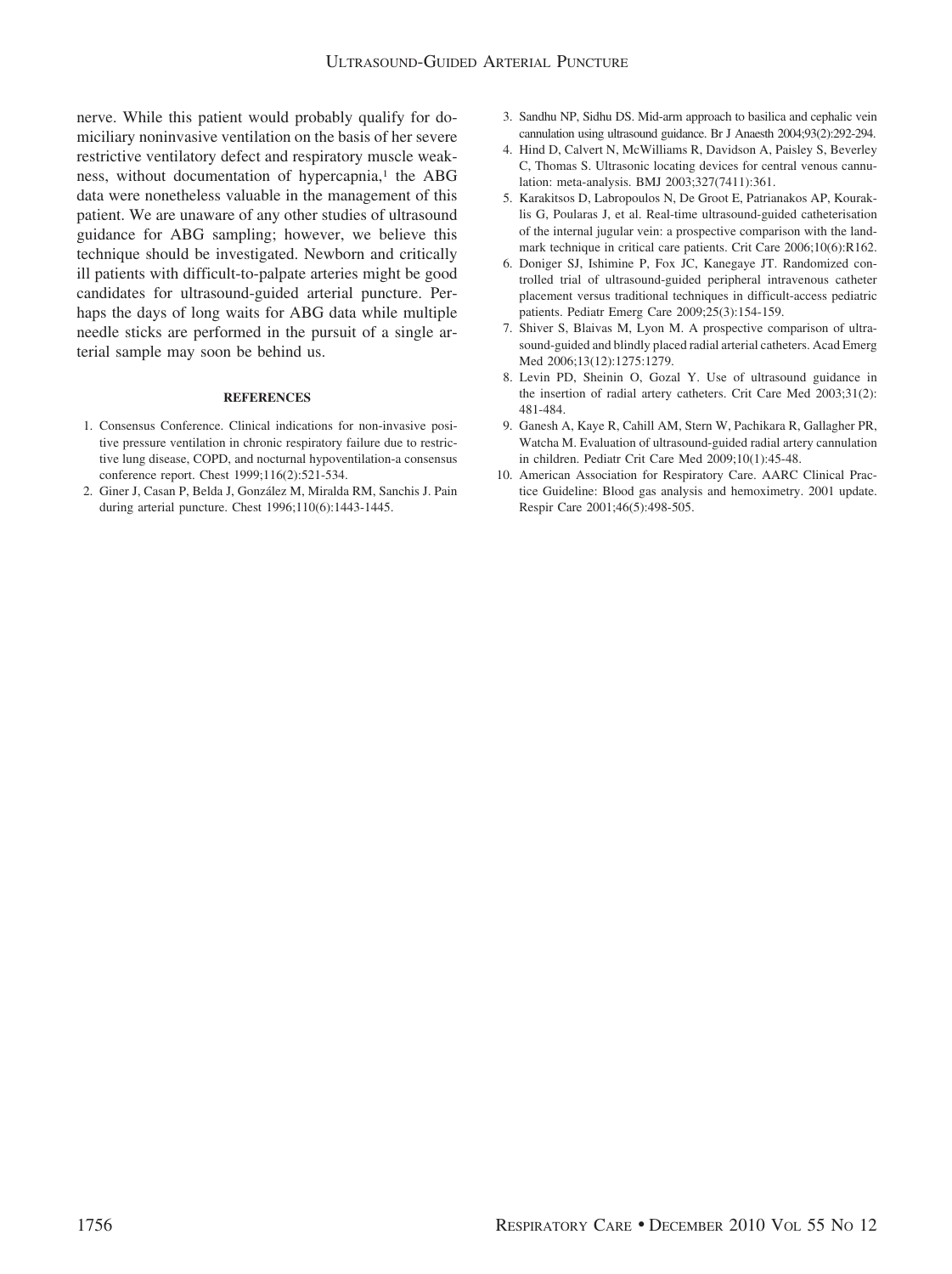nerve. While this patient would probably qualify for domiciliary noninvasive ventilation on the basis of her severe restrictive ventilatory defect and respiratory muscle weakness, without documentation of hypercapnia,[1] the ABG data were nonetheless valuable in the management of this patient. We are unaware of any other studies of ultrasound guidance for ABG sampling; however, we believe this technique should be investigated. Newborn and critically ill patients with difficult-to-palpate arteries might be good candidates for ultrasound-guided arterial puncture. Perhaps the days of long waits for ABG data while multiple needle sticks are performed in the pursuit of a single arterial sample may soon be behind us.

#### REFERENCES

1. Consensus Conference. Clinical indications for non-invasive positive pressure ventilation in chronic respiratory failure due to restrictive lung disease, COPD, and nocturnal hypoventilation-a consensus conference report. Chest 1999;116(2):521-534.
2. Giner J, Casan P, Belda J, González M, Miralda RM, Sanchis J. Pain during arterial puncture. Chest 1996;110(6):1443-1445.
3. Sandhu NP, Sidhu DS. Mid-arm approach to basilica and cephalic vein cannulation using ultrasound guidance. Br J Anaesth 2004;93(2):292-294.
4. Hind D, Calvert N, McWilliams R, Davidson A, Paisley S, Beverley C, Thomas S. Ultrasonic locating devices for central venous cannulation: meta-analysis. BMJ 2003;327(7411):361.
5. Karakitsos D, Labropoulos N, De Groot E, Patrianakos AP, Kouraklis G, Poularas J, et al. Real-time ultrasound-guided catheterisation of the internal jugular vein: a prospective comparison with the landmark technique in critical care patients. Crit Care 2006;10(6):R162.
6. Doniger SJ, Ishimine P, Fox JC, Kanegaye JT. Randomized controlled trial of ultrasound-guided peripheral intravenous catheter placement versus traditional techniques in difficult-access pediatric patients. Pediatr Emerg Care 2009;25(3):154-159.
7. Shiver S, Blaivas M, Lyon M. A prospective comparison of ultrasound-guided and blindly placed radial arterial catheters. Acad Emerg Med 2006;13(12):1275:1279.
8. Levin PD, Sheinin O, Gozal Y. Use of ultrasound guidance in the insertion of radial artery catheters. Crit Care Med 2003;31(2): 481-484.
9. Ganesh A, Kaye R, Cahill AM, Stern W, Pachikara R, Gallagher PR, Watcha M. Evaluation of ultrasound-guided radial artery cannulation in children. Pediatr Crit Care Med 2009;10(1):45-48.
10. American Association for Respiratory Care. AARC Clinical Practice Guideline: Blood gas analysis and hemoximetry. 2001 update. Respir Care 2001;46(5):498-505.